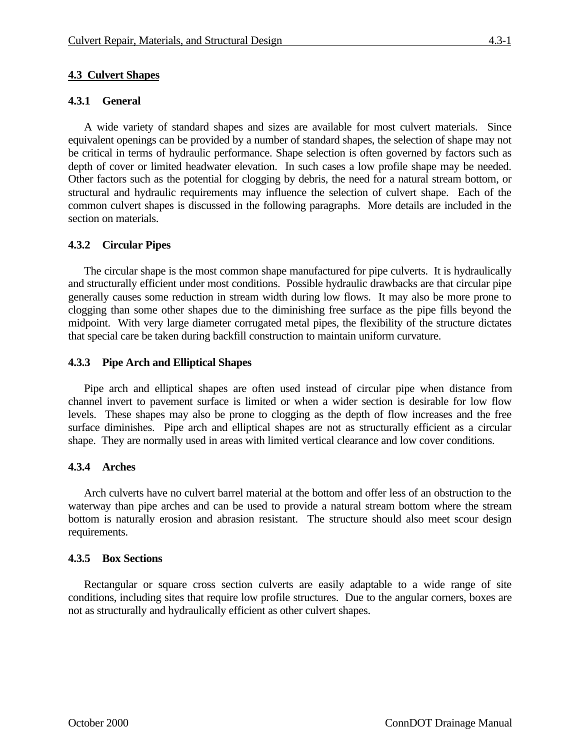## 4.3 Culvert Shapes

### 4.3.1 General

A wide variety of standard shapes and sizes are available for most culvert materials. Since equivalent openings can be provided by a number of standard shapes, the selection of shape may not be critical in terms of hydraulic performance. Shape selection is often governed by factors such as depth of cover or limited headwater elevation. In such cases a low profile shape may be needed. Other factors such as the potential for clogging by debris, the need for a natural stream bottom, or structural and hydraulic requirements may influence the selection of culvert shape. Each of the common culvert shapes is discussed in the following paragraphs. More details are included in the section on materials.

### 4.3.2 Circular Pipes

The circular shape is the most common shape manufactured for pipe culverts. It is hydraulically and structurally efficient under most conditions. Possible hydraulic drawbacks are that circular pipe generally causes some reduction in stream width during low flows. It may also be more prone to clogging than some other shapes due to the diminishing free surface as the pipe fills beyond the midpoint. With very large diameter corrugated metal pipes, the flexibility of the structure dictates that special care be taken during backfill construction to maintain uniform curvature.

### 4.3.3 Pipe Arch and Elliptical Shapes

Pipe arch and elliptical shapes are often used instead of circular pipe when distance from channel invert to pavement surface is limited or when a wider section is desirable for low flow levels. These shapes may also be prone to clogging as the depth of flow increases and the free surface diminishes. Pipe arch and elliptical shapes are not as structurally efficient as a circular shape. They are normally used in areas with limited vertical clearance and low cover conditions.

### 4.3.4 Arches

Arch culverts have no culvert barrel material at the bottom and offer less of an obstruction to the waterway than pipe arches and can be used to provide a natural stream bottom where the stream bottom is naturally erosion and abrasion resistant. The structure should also meet scour design requirements.

### 4.3.5 Box Sections

Rectangular or square cross section culverts are easily adaptable to a wide range of site conditions, including sites that require low profile structures. Due to the angular corners, boxes are not as structurally and hydraulically efficient as other culvert shapes.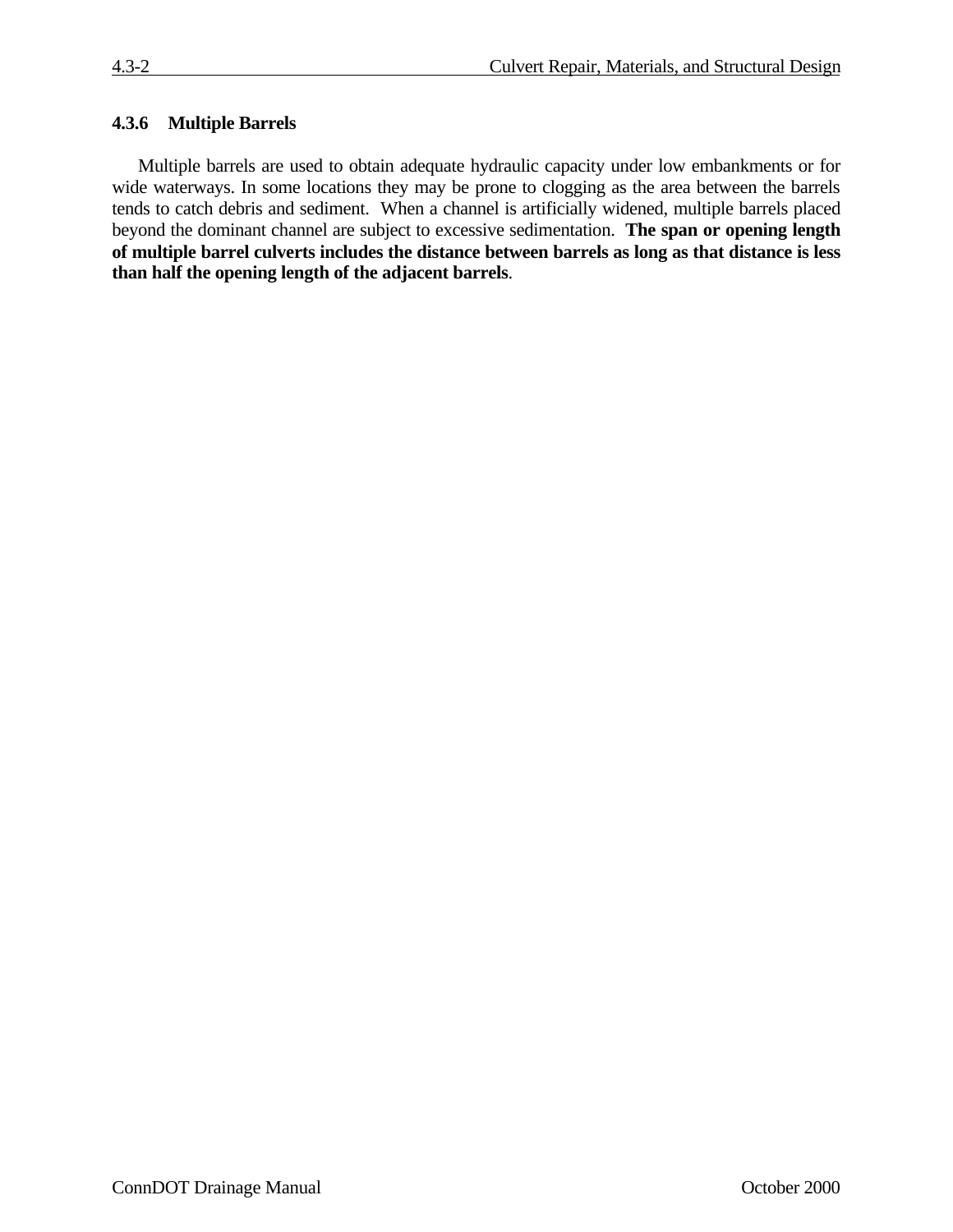### 4.3.6 Multiple Barrels

Multiple barrels are used to obtain adequate hydraulic capacity under low embankments or for wide waterways. In some locations they may be prone to clogging as the area between the barrels tends to catch debris and sediment. When a channel is artificially widened, multiple barrels placed beyond the dominant channel are subject to excessive sedimentation. **The span or opening length of multiple barrel culverts includes the distance between barrels as long as that distance is less than half the opening length of the adjacent barrels**.